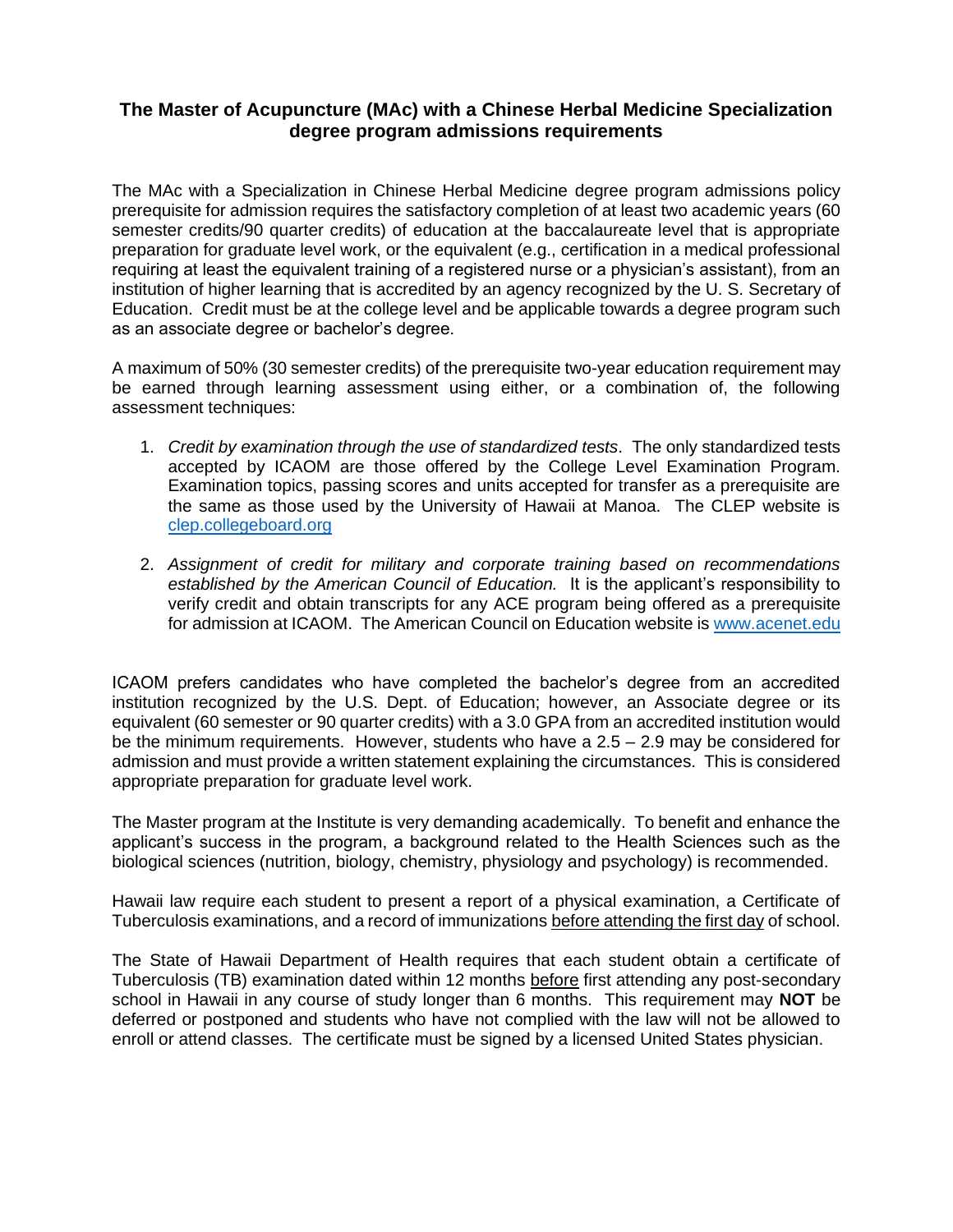## The Master of Acupuncture (MAc) with a Chinese Herbal Medicine Specialization degree program admissions requirements

The MAc with a Specialization in Chinese Herbal Medicine degree program admissions policy prerequisite for admission requires the satisfactory completion of at least two academic years (60 semester credits/90 quarter credits) of education at the baccalaureate level that is appropriate preparation for graduate level work, or the equivalent (e.g., certification in a medical professional requiring at least the equivalent training of a registered nurse or a physician's assistant), from an institution of higher learning that is accredited by an agency recognized by the U. S. Secretary of Education. Credit must be at the college level and be applicable towards a degree program such as an associate degree or bachelor's degree.

A maximum of 50% (30 semester credits) of the prerequisite two-year education requirement may be earned through learning assessment using either, or a combination of, the following assessment techniques:

1. *Credit by examination through the use of standardized tests*. The only standardized tests accepted by ICAOM are those offered by the College Level Examination Program. Examination topics, passing scores and units accepted for transfer as a prerequisite are the same as those used by the University of Hawaii at Manoa. The CLEP website is [clep.collegeboard.org](clep.collegeboard.org)

2. *Assignment of credit for military and corporate training based on recommendations established by the American Council of Education.* It is the applicant's responsibility to verify credit and obtain transcripts for any ACE program being offered as a prerequisite for admission at ICAOM. The American Council on Education website is [www.acenet.edu](www.acenet.edu)

ICAOM prefers candidates who have completed the bachelor's degree from an accredited institution recognized by the U.S. Dept. of Education; however, an Associate degree or its equivalent (60 semester or 90 quarter credits) with a 3.0 GPA from an accredited institution would be the minimum requirements. However, students who have a 2.5 – 2.9 may be considered for admission and must provide a written statement explaining the circumstances. This is considered appropriate preparation for graduate level work.

The Master program at the Institute is very demanding academically. To benefit and enhance the applicant's success in the program, a background related to the Health Sciences such as the biological sciences (nutrition, biology, chemistry, physiology and psychology) is recommended.

Hawaii law require each student to present a report of a physical examination, a Certificate of Tuberculosis examinations, and a record of immunizations before attending the first day of school.

The State of Hawaii Department of Health requires that each student obtain a certificate of Tuberculosis (TB) examination dated within 12 months before first attending any post-secondary school in Hawaii in any course of study longer than 6 months. This requirement may **NOT** be deferred or postponed and students who have not complied with the law will not be allowed to enroll or attend classes. The certificate must be signed by a licensed United States physician.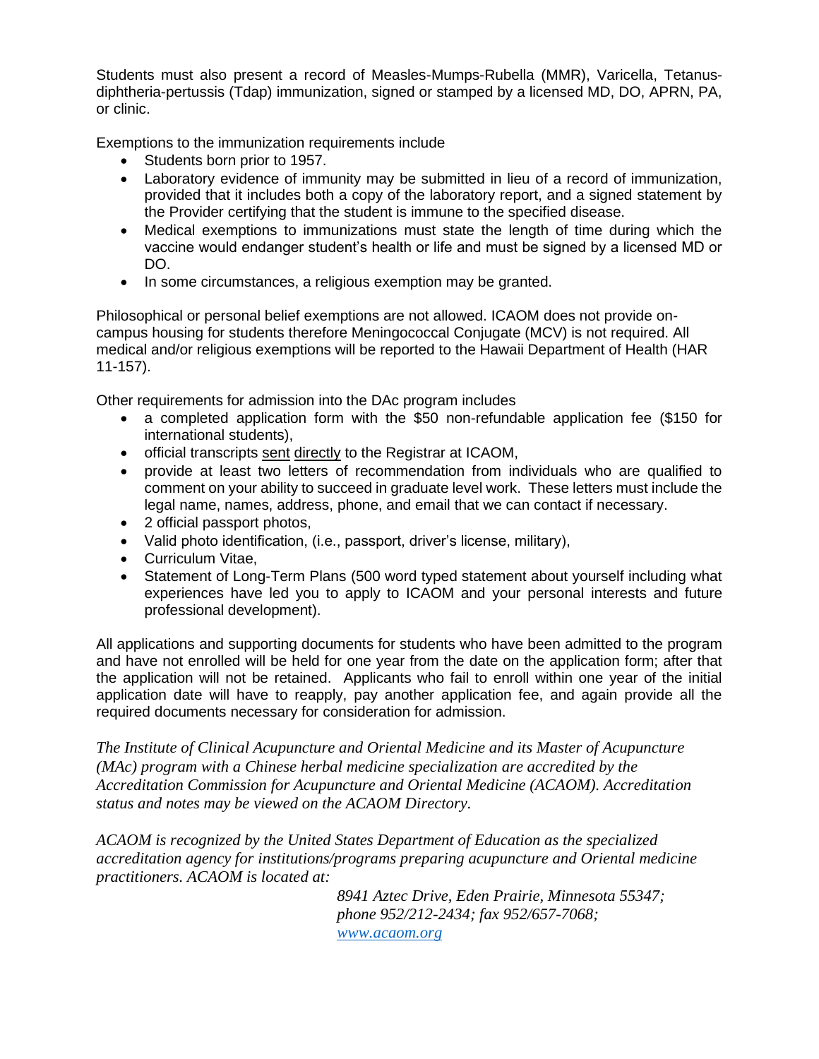Students must also present a record of Measles-Mumps-Rubella (MMR), Varicella, Tetanus-diphtheria-pertussis (Tdap) immunization, signed or stamped by a licensed MD, DO, APRN, PA, or clinic.

Exemptions to the immunization requirements include

- Students born prior to 1957.
- Laboratory evidence of immunity may be submitted in lieu of a record of immunization, provided that it includes both a copy of the laboratory report, and a signed statement by the Provider certifying that the student is immune to the specified disease.
- Medical exemptions to immunizations must state the length of time during which the vaccine would endanger student's health or life and must be signed by a licensed MD or DO.
- In some circumstances, a religious exemption may be granted.

Philosophical or personal belief exemptions are not allowed. ICAOM does not provide on-campus housing for students therefore Meningococcal Conjugate (MCV) is not required. All medical and/or religious exemptions will be reported to the Hawaii Department of Health (HAR 11-157).

Other requirements for admission into the DAc program includes

- a completed application form with the $50 non-refundable application fee ($150 for international students),
- official transcripts sent directly to the Registrar at ICAOM,
- provide at least two letters of recommendation from individuals who are qualified to comment on your ability to succeed in graduate level work. These letters must include the legal name, names, address, phone, and email that we can contact if necessary.
- 2 official passport photos,
- Valid photo identification, (i.e., passport, driver's license, military),
- Curriculum Vitae,
- Statement of Long-Term Plans (500 word typed statement about yourself including what experiences have led you to apply to ICAOM and your personal interests and future professional development).

All applications and supporting documents for students who have been admitted to the program and have not enrolled will be held for one year from the date on the application form; after that the application will not be retained. Applicants who fail to enroll within one year of the initial application date will have to reapply, pay another application fee, and again provide all the required documents necessary for consideration for admission.

*The Institute of Clinical Acupuncture and Oriental Medicine and its Master of Acupuncture (MAc) program with a Chinese herbal medicine specialization are accredited by the Accreditation Commission for Acupuncture and Oriental Medicine (ACAOM). Accreditation status and notes may be viewed on the ACAOM Directory.*

*ACAOM is recognized by the United States Department of Education as the specialized accreditation agency for institutions/programs preparing acupuncture and Oriental medicine practitioners. ACAOM is located at:*

*8941 Aztec Drive, Eden Prairie, Minnesota 55347;*
*phone 952/212-2434; fax 952/657-7068;*
*www.acaom.org*